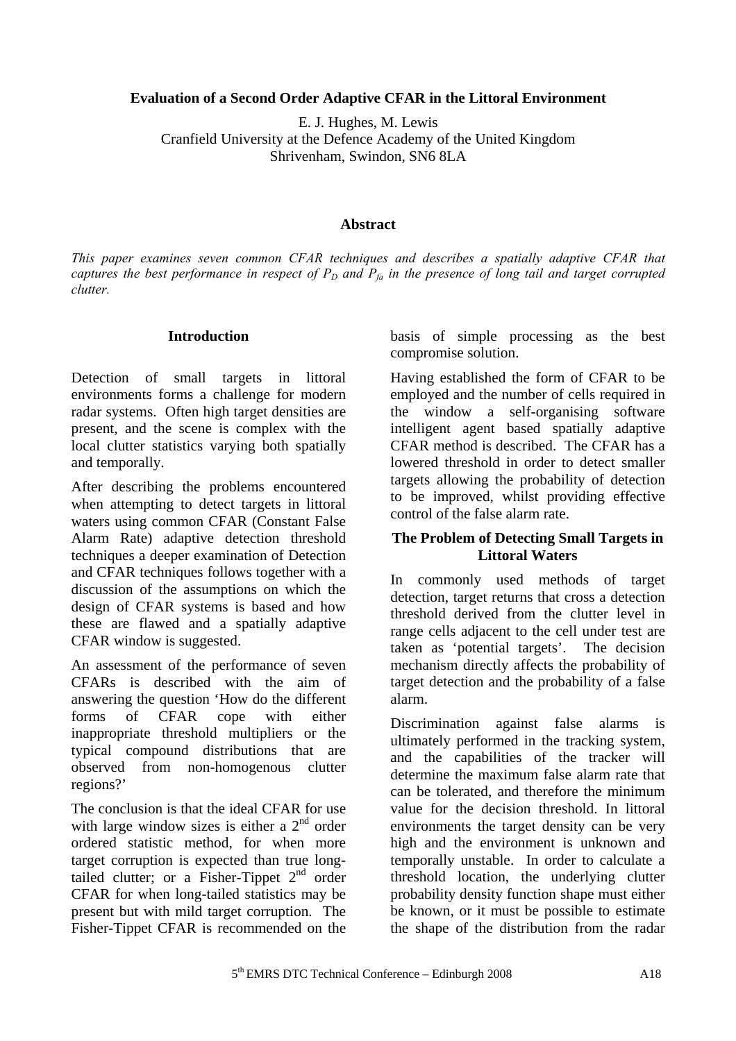# Evaluation of a Second Order Adaptive CFAR in the Littoral Environment

E. J. Hughes, M. Lewis
Cranfield University at the Defence Academy of the United Kingdom
Shrivenham, Swindon, SN6 8LA

## Abstract

*This paper examines seven common CFAR techniques and describes a spatially adaptive CFAR that captures the best performance in respect of $P_D$ and $P_{fa}$ in the presence of long tail and target corrupted clutter.*

## Introduction

Detection of small targets in littoral environments forms a challenge for modern radar systems. Often high target densities are present, and the scene is complex with the local clutter statistics varying both spatially and temporally.

After describing the problems encountered when attempting to detect targets in littoral waters using common CFAR (Constant False Alarm Rate) adaptive detection threshold techniques a deeper examination of Detection and CFAR techniques follows together with a discussion of the assumptions on which the design of CFAR systems is based and how these are flawed and a spatially adaptive CFAR window is suggested.

An assessment of the performance of seven CFARs is described with the aim of answering the question 'How do the different forms of CFAR cope with either inappropriate threshold multipliers or the typical compound distributions that are observed from non-homogenous clutter regions?'

The conclusion is that the ideal CFAR for use with large window sizes is either a 2nd order ordered statistic method, for when more target corruption is expected than true long-tailed clutter; or a Fisher-Tippet 2nd order CFAR for when long-tailed statistics may be present but with mild target corruption. The Fisher-Tippet CFAR is recommended on the basis of simple processing as the best compromise solution.

Having established the form of CFAR to be employed and the number of cells required in the window a self-organising software intelligent agent based spatially adaptive CFAR method is described. The CFAR has a lowered threshold in order to detect smaller targets allowing the probability of detection to be improved, whilst providing effective control of the false alarm rate.

## The Problem of Detecting Small Targets in Littoral Waters

In commonly used methods of target detection, target returns that cross a detection threshold derived from the clutter level in range cells adjacent to the cell under test are taken as 'potential targets'. The decision mechanism directly affects the probability of target detection and the probability of a false alarm.

Discrimination against false alarms is ultimately performed in the tracking system, and the capabilities of the tracker will determine the maximum false alarm rate that can be tolerated, and therefore the minimum value for the decision threshold. In littoral environments the target density can be very high and the environment is unknown and temporally unstable. In order to calculate a threshold location, the underlying clutter probability density function shape must either be known, or it must be possible to estimate the shape of the distribution from the radar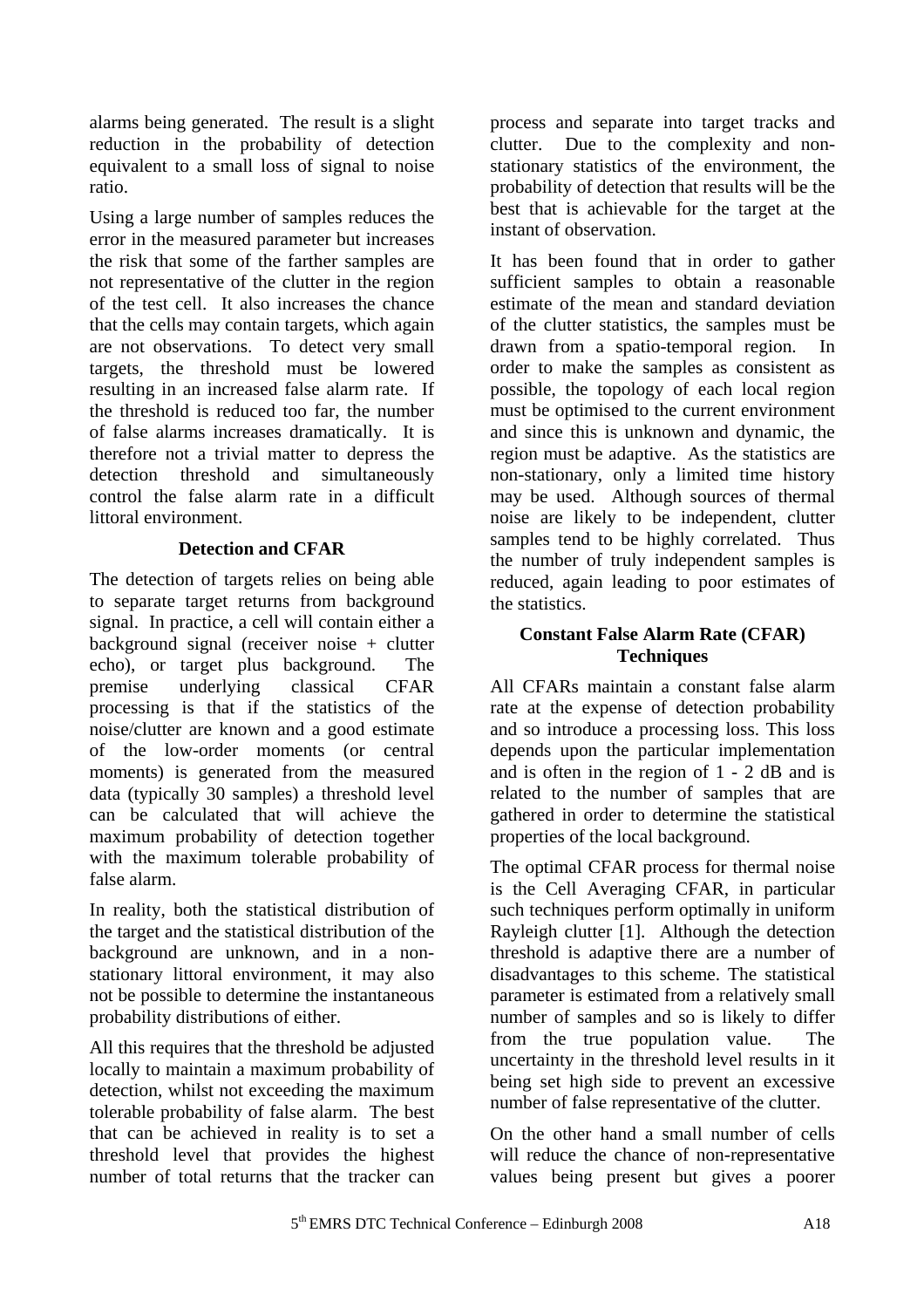alarms being generated. The result is a slight reduction in the probability of detection equivalent to a small loss of signal to noise ratio.

Using a large number of samples reduces the error in the measured parameter but increases the risk that some of the farther samples are not representative of the clutter in the region of the test cell. It also increases the chance that the cells may contain targets, which again are not observations. To detect very small targets, the threshold must be lowered resulting in an increased false alarm rate. If the threshold is reduced too far, the number of false alarms increases dramatically. It is therefore not a trivial matter to depress the detection threshold and simultaneously control the false alarm rate in a difficult littoral environment.

## Detection and CFAR

The detection of targets relies on being able to separate target returns from background signal. In practice, a cell will contain either a background signal (receiver noise + clutter echo), or target plus background. The premise underlying classical CFAR processing is that if the statistics of the noise/clutter are known and a good estimate of the low-order moments (or central moments) is generated from the measured data (typically 30 samples) a threshold level can be calculated that will achieve the maximum probability of detection together with the maximum tolerable probability of false alarm.

In reality, both the statistical distribution of the target and the statistical distribution of the background are unknown, and in a non-stationary littoral environment, it may also not be possible to determine the instantaneous probability distributions of either.

All this requires that the threshold be adjusted locally to maintain a maximum probability of detection, whilst not exceeding the maximum tolerable probability of false alarm. The best that can be achieved in reality is to set a threshold level that provides the highest number of total returns that the tracker can process and separate into target tracks and clutter. Due to the complexity and non-stationary statistics of the environment, the probability of detection that results will be the best that is achievable for the target at the instant of observation.

It has been found that in order to gather sufficient samples to obtain a reasonable estimate of the mean and standard deviation of the clutter statistics, the samples must be drawn from a spatio-temporal region. In order to make the samples as consistent as possible, the topology of each local region must be optimised to the current environment and since this is unknown and dynamic, the region must be adaptive. As the statistics are non-stationary, only a limited time history may be used. Although sources of thermal noise are likely to be independent, clutter samples tend to be highly correlated. Thus the number of truly independent samples is reduced, again leading to poor estimates of the statistics.

## Constant False Alarm Rate (CFAR) Techniques

All CFARs maintain a constant false alarm rate at the expense of detection probability and so introduce a processing loss. This loss depends upon the particular implementation and is often in the region of 1 - 2 dB and is related to the number of samples that are gathered in order to determine the statistical properties of the local background.

The optimal CFAR process for thermal noise is the Cell Averaging CFAR, in particular such techniques perform optimally in uniform Rayleigh clutter [1]. Although the detection threshold is adaptive there are a number of disadvantages to this scheme. The statistical parameter is estimated from a relatively small number of samples and so is likely to differ from the true population value. The uncertainty in the threshold level results in it being set high side to prevent an excessive number of false representative of the clutter.

On the other hand a small number of cells will reduce the chance of non-representative values being present but gives a poorer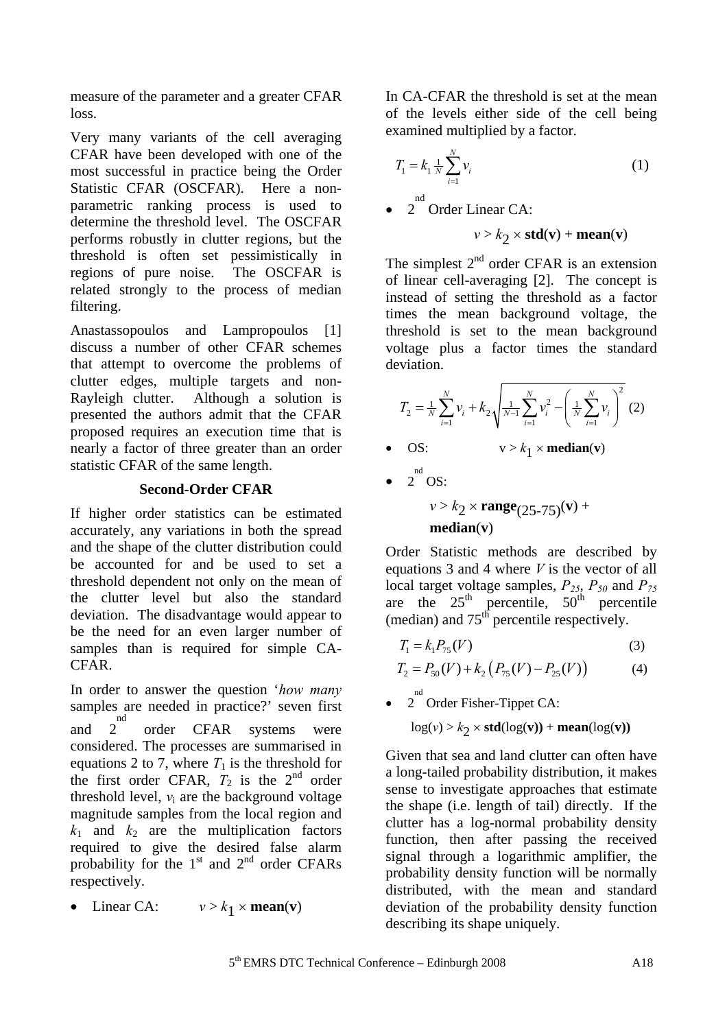measure of the parameter and a greater CFAR loss.

Very many variants of the cell averaging CFAR have been developed with one of the most successful in practice being the Order Statistic CFAR (OSCFAR). Here a non-parametric ranking process is used to determine the threshold level. The OSCFAR performs robustly in clutter regions, but the threshold is often set pessimistically in regions of pure noise. The OSCFAR is related strongly to the process of median filtering.

Anastassopoulos and Lampropoulos [1] discuss a number of other CFAR schemes that attempt to overcome the problems of clutter edges, multiple targets and non-Rayleigh clutter. Although a solution is presented the authors admit that the CFAR proposed requires an execution time that is nearly a factor of three greater than an order statistic CFAR of the same length.

## Second-Order CFAR

If higher order statistics can be estimated accurately, any variations in both the spread and the shape of the clutter distribution could be accounted for and be used to set a threshold dependent not only on the mean of the clutter level but also the standard deviation. The disadvantage would appear to be the need for an even larger number of samples than is required for simple CA-CFAR.

In order to answer the question '*how many* samples are needed in practice?' seven first and 2nd order CFAR systems were considered. The processes are summarised in equations 2 to 7, where $T_1$ is the threshold for the first order CFAR, $T_2$ is the 2nd order threshold level, $v_i$ are the background voltage magnitude samples from the local region and $k_1$ and $k_2$ are the multiplication factors required to give the desired false alarm probability for the 1st and 2nd order CFARs respectively.

- Linear CA: $v > k_1 \times \mathbf{mean}(\mathbf{v})$

In CA-CFAR the threshold is set at the mean of the levels either side of the cell being examined multiplied by a factor.

$$T_1 = k_1 \tfrac{1}{N} \sum_{i=1}^{N} v_i \qquad (1)$$

- 2nd Order Linear CA:

$$v > k_2 \times \mathbf{std}(\mathbf{v}) + \mathbf{mean}(\mathbf{v})$$

The simplest 2nd order CFAR is an extension of linear cell-averaging [2]. The concept is instead of setting the threshold as a factor times the mean background voltage, the threshold is set to the mean background voltage plus a factor times the standard deviation.

$$T_2 = \tfrac{1}{N} \sum_{i=1}^{N} v_i + k_2 \sqrt{\tfrac{1}{N-1} \sum_{i=1}^{N} v_i^2 - \left( \tfrac{1}{N} \sum_{i=1}^{N} v_i \right)^2} \qquad (2)$$

- OS: $v > k_1 \times \mathbf{median}(\mathbf{v})$
- 2nd OS:

$$v > k_2 \times \mathbf{range}_{(25\text{-}75)}(\mathbf{v}) + \mathbf{median}(\mathbf{v})$$

Order Statistic methods are described by equations 3 and 4 where $V$ is the vector of all local target voltage samples, $P_{25}$, $P_{50}$ and $P_{75}$ are the 25th percentile, 50th percentile (median) and 75th percentile respectively.

$$T_1 = k_1 P_{75}(V) \qquad (3)$$

$$T_2 = P_{50}(V) + k_2 \left( P_{75}(V) - P_{25}(V) \right) \qquad (4)$$

- 2nd Order Fisher-Tippet CA:

$$\log(v) > k_2 \times \mathbf{std}(\log(\mathbf{v})) + \mathbf{mean}(\log(\mathbf{v}))$$

Given that sea and land clutter can often have a long-tailed probability distribution, it makes sense to investigate approaches that estimate the shape (i.e. length of tail) directly. If the clutter has a log-normal probability density function, then after passing the received signal through a logarithmic amplifier, the probability density function will be normally distributed, with the mean and standard deviation of the probability density function describing its shape uniquely.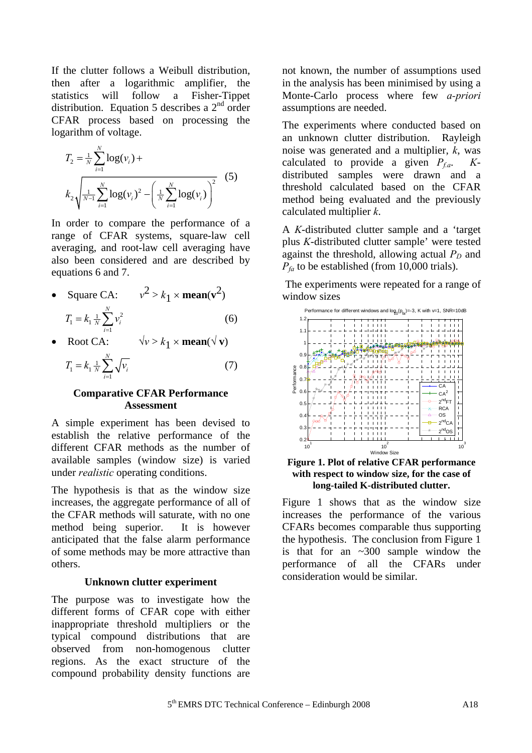If the clutter follows a Weibull distribution, then after a logarithmic amplifier, the statistics will follow a Fisher-Tippet distribution. Equation 5 describes a 2nd order CFAR process based on processing the logarithm of voltage.

$$T_2 = \frac{1}{N}\sum_{i=1}^{N}\log(v_i) + k_2\sqrt{\frac{1}{N-1}\sum_{i=1}^{N}\log(v_i)^2 - \left(\frac{1}{N}\sum_{i=1}^{N}\log(v_i)\right)^2} \quad (5)$$

In order to compare the performance of a range of CFAR systems, square-law cell averaging, and root-law cell averaging have also been considered and are described by equations 6 and 7.

- Square CA: $v^2 > k_1 \times \mathbf{mean}(\mathbf{v}^2)$

$$T_1 = k_1 \frac{1}{N}\sum_{i=1}^{N} v_i^2 \quad (6)$$

- Root CA: $\sqrt{v} > k_1 \times \mathbf{mean}(\sqrt{\mathbf{v}})$

$$T_1 = k_1 \frac{1}{N}\sum_{i=1}^{N}\sqrt{v_i} \quad (7)$$

## Comparative CFAR Performance Assessment

A simple experiment has been devised to establish the relative performance of the different CFAR methods as the number of available samples (window size) is varied under *realistic* operating conditions.

The hypothesis is that as the window size increases, the aggregate performance of all of the CFAR methods will saturate, with no one method being superior. It is however anticipated that the false alarm performance of some methods may be more attractive than others.

### Unknown clutter experiment

The purpose was to investigate how the different forms of CFAR cope with either inappropriate threshold multipliers or the typical compound distributions that are observed from non-homogenous clutter regions. As the exact structure of the compound probability density functions are not known, the number of assumptions used in the analysis has been minimised by using a Monte-Carlo process where few *a-priori* assumptions are needed.

The experiments where conducted based on an unknown clutter distribution. Rayleigh noise was generated and a multiplier, $k$, was calculated to provide a given $P_{f.a}$. *K*-distributed samples were drawn and a threshold calculated based on the CFAR method being evaluated and the previously calculated multiplier $k$.

A *K*-distributed clutter sample and a 'target plus *K*-distributed clutter sample' were tested against the threshold, allowing actual $P_D$ and $P_{fa}$ to be established (from 10,000 trials).

The experiments were repeated for a range of window sizes

**Figure 1. Plot of relative CFAR performance with respect to window size, for the case of long-tailed K-distributed clutter.**

Figure 1 shows that as the window size increases the performance of the various CFARs becomes comparable thus supporting the hypothesis. The conclusion from Figure 1 is that for an ~300 sample window the performance of all the CFARs under consideration would be similar.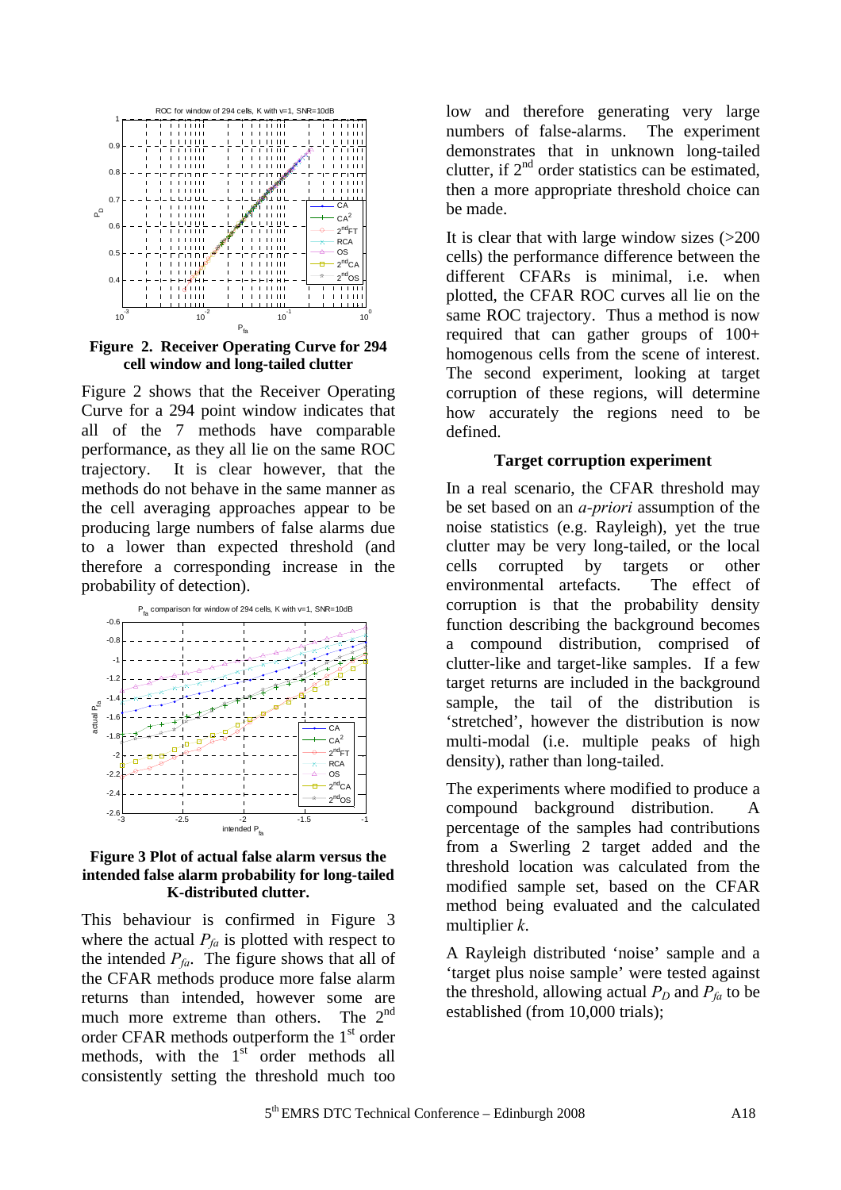**Figure 2. Receiver Operating Curve for 294 cell window and long-tailed clutter**

Figure 2 shows that the Receiver Operating Curve for a 294 point window indicates that all of the 7 methods have comparable performance, as they all lie on the same ROC trajectory. It is clear however, that the methods do not behave in the same manner as the cell averaging approaches appear to be producing large numbers of false alarms due to a lower than expected threshold (and therefore a corresponding increase in the probability of detection).

**Figure 3 Plot of actual false alarm versus the intended false alarm probability for long-tailed K-distributed clutter.**

This behaviour is confirmed in Figure 3 where the actual $P_{fa}$ is plotted with respect to the intended $P_{fa}$. The figure shows that all of the CFAR methods produce more false alarm returns than intended, however some are much more extreme than others. The 2[nd] order CFAR methods outperform the 1[st] order methods, with the 1[st] order methods all consistently setting the threshold much too low and therefore generating very large numbers of false-alarms. The experiment demonstrates that in unknown long-tailed clutter, if 2[nd] order statistics can be estimated, then a more appropriate threshold choice can be made.

It is clear that with large window sizes (>200 cells) the performance difference between the different CFARs is minimal, i.e. when plotted, the CFAR ROC curves all lie on the same ROC trajectory. Thus a method is now required that can gather groups of 100+ homogenous cells from the scene of interest. The second experiment, looking at target corruption of these regions, will determine how accurately the regions need to be defined.

### Target corruption experiment

In a real scenario, the CFAR threshold may be set based on an *a-priori* assumption of the noise statistics (e.g. Rayleigh), yet the true clutter may be very long-tailed, or the local cells corrupted by targets or other environmental artefacts. The effect of corruption is that the probability density function describing the background becomes a compound distribution, comprised of clutter-like and target-like samples. If a few target returns are included in the background sample, the tail of the distribution is 'stretched', however the distribution is now multi-modal (i.e. multiple peaks of high density), rather than long-tailed.

The experiments where modified to produce a compound background distribution. A percentage of the samples had contributions from a Swerling 2 target added and the threshold location was calculated from the modified sample set, based on the CFAR method being evaluated and the calculated multiplier *k*.

A Rayleigh distributed 'noise' sample and a 'target plus noise sample' were tested against the threshold, allowing actual $P_D$ and $P_{fa}$ to be established (from 10,000 trials);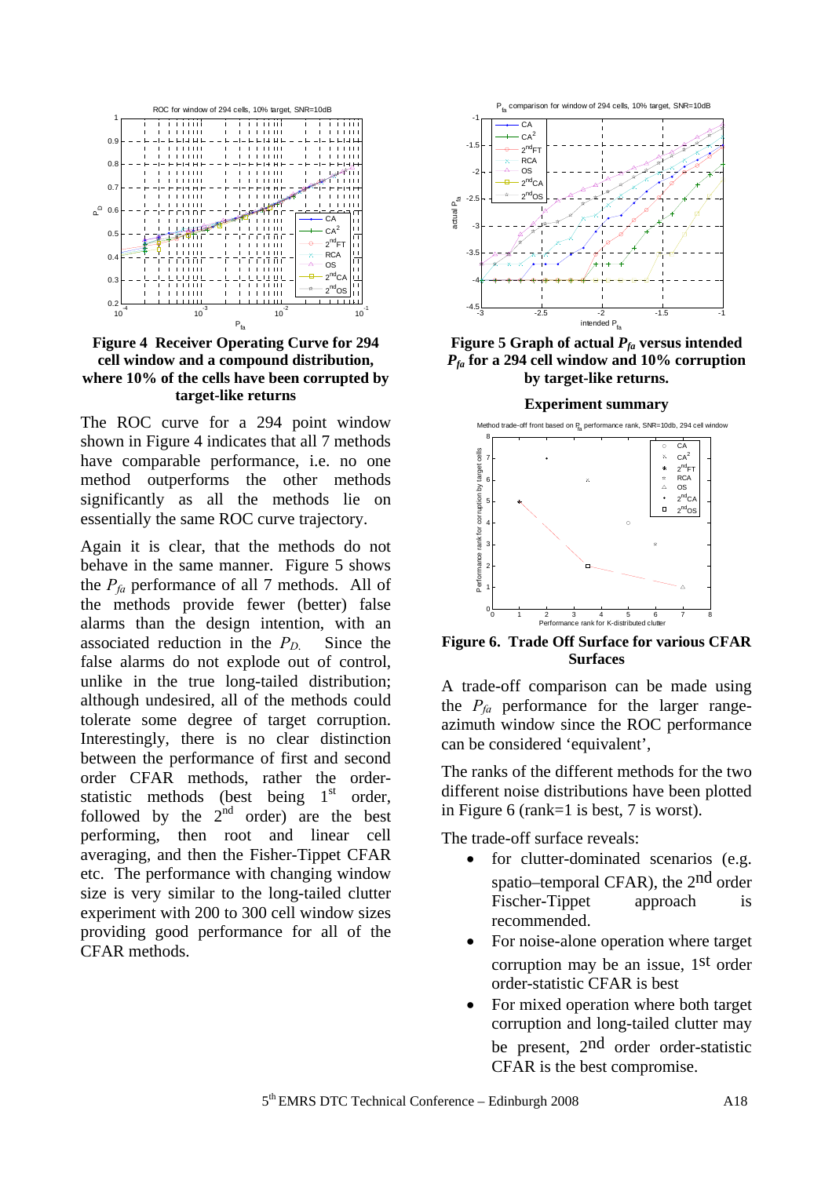**Figure 4 Receiver Operating Curve for 294 cell window and a compound distribution, where 10% of the cells have been corrupted by target-like returns**

The ROC curve for a 294 point window shown in Figure 4 indicates that all 7 methods have comparable performance, i.e. no one method outperforms the other methods significantly as all the methods lie on essentially the same ROC curve trajectory.

Again it is clear, that the methods do not behave in the same manner. Figure 5 shows the $P_{fa}$ performance of all 7 methods. All of the methods provide fewer (better) false alarms than the design intention, with an associated reduction in the $P_{D}$. Since the false alarms do not explode out of control, unlike in the true long-tailed distribution; although undesired, all of the methods could tolerate some degree of target corruption. Interestingly, there is no clear distinction between the performance of first and second order CFAR methods, rather the order-statistic methods (best being 1st order, followed by the 2nd order) are the best performing, then root and linear cell averaging, and then the Fisher-Tippet CFAR etc. The performance with changing window size is very similar to the long-tailed clutter experiment with 200 to 300 cell window sizes providing good performance for all of the CFAR methods.

**Figure 5 Graph of actual $P_{fa}$ versus intended $P_{fa}$ for a 294 cell window and 10% corruption by target-like returns.**

**Experiment summary**

**Figure 6. Trade Off Surface for various CFAR Surfaces**

A trade-off comparison can be made using the $P_{fa}$ performance for the larger range-azimuth window since the ROC performance can be considered 'equivalent',

The ranks of the different methods for the two different noise distributions have been plotted in Figure 6 (rank=1 is best, 7 is worst).

The trade-off surface reveals:

- for clutter-dominated scenarios (e.g. spatio–temporal CFAR), the 2nd order Fischer-Tippet approach is recommended.
- For noise-alone operation where target corruption may be an issue, 1st order order-statistic CFAR is best
- For mixed operation where both target corruption and long-tailed clutter may be present, 2nd order order-statistic CFAR is the best compromise.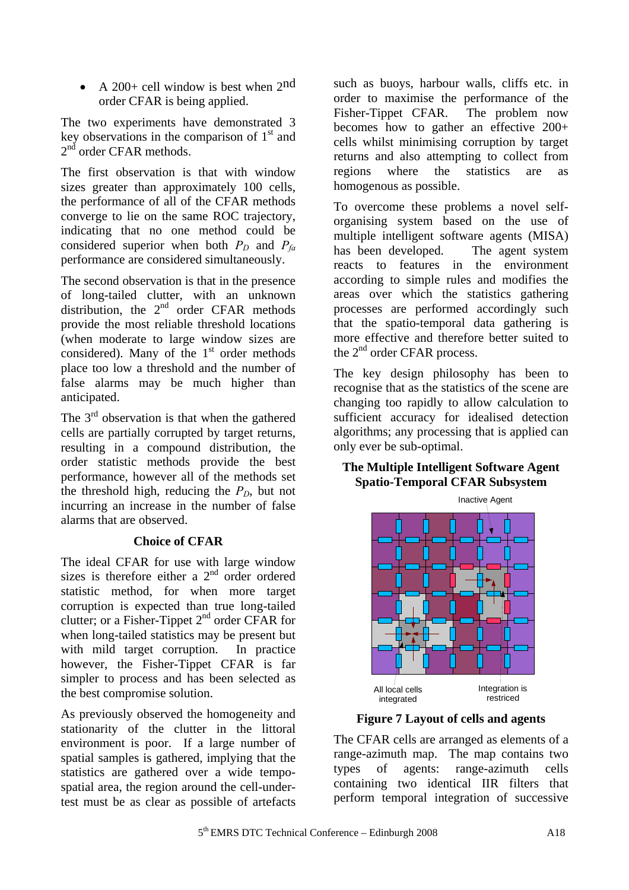- A 200+ cell window is best when 2nd order CFAR is being applied.

The two experiments have demonstrated 3 key observations in the comparison of 1st and 2nd order CFAR methods.

The first observation is that with window sizes greater than approximately 100 cells, the performance of all of the CFAR methods converge to lie on the same ROC trajectory, indicating that no one method could be considered superior when both $P_D$ and $P_{fa}$ performance are considered simultaneously.

The second observation is that in the presence of long-tailed clutter, with an unknown distribution, the 2nd order CFAR methods provide the most reliable threshold locations (when moderate to large window sizes are considered). Many of the 1st order methods place too low a threshold and the number of false alarms may be much higher than anticipated.

The 3rd observation is that when the gathered cells are partially corrupted by target returns, resulting in a compound distribution, the order statistic methods provide the best performance, however all of the methods set the threshold high, reducing the $P_D$, but not incurring an increase in the number of false alarms that are observed.

### Choice of CFAR

The ideal CFAR for use with large window sizes is therefore either a 2nd order ordered statistic method, for when more target corruption is expected than true long-tailed clutter; or a Fisher-Tippet 2nd order CFAR for when long-tailed statistics may be present but with mild target corruption. In practice however, the Fisher-Tippet CFAR is far simpler to process and has been selected as the best compromise solution.

As previously observed the homogeneity and stationarity of the clutter in the littoral environment is poor. If a large number of spatial samples is gathered, implying that the statistics are gathered over a wide tempo-spatial area, the region around the cell-under-test must be as clear as possible of artefacts such as buoys, harbour walls, cliffs etc. in order to maximise the performance of the Fisher-Tippet CFAR. The problem now becomes how to gather an effective 200+ cells whilst minimising corruption by target returns and also attempting to collect from regions where the statistics are as homogenous as possible.

To overcome these problems a novel self-organising system based on the use of multiple intelligent software agents (MISA) has been developed. The agent system reacts to features in the environment according to simple rules and modifies the areas over which the statistics gathering processes are performed accordingly such that the spatio-temporal data gathering is more effective and therefore better suited to the 2nd order CFAR process.

The key design philosophy has been to recognise that as the statistics of the scene are changing too rapidly to allow calculation to sufficient accuracy for idealised detection algorithms; any processing that is applied can only ever be sub-optimal.

### The Multiple Intelligent Software Agent Spatio-Temporal CFAR Subsystem

Inactive Agent

All local cells integrated

Integration is restriced

**Figure 7 Layout of cells and agents**

The CFAR cells are arranged as elements of a range-azimuth map. The map contains two types of agents: range-azimuth cells containing two identical IIR filters that perform temporal integration of successive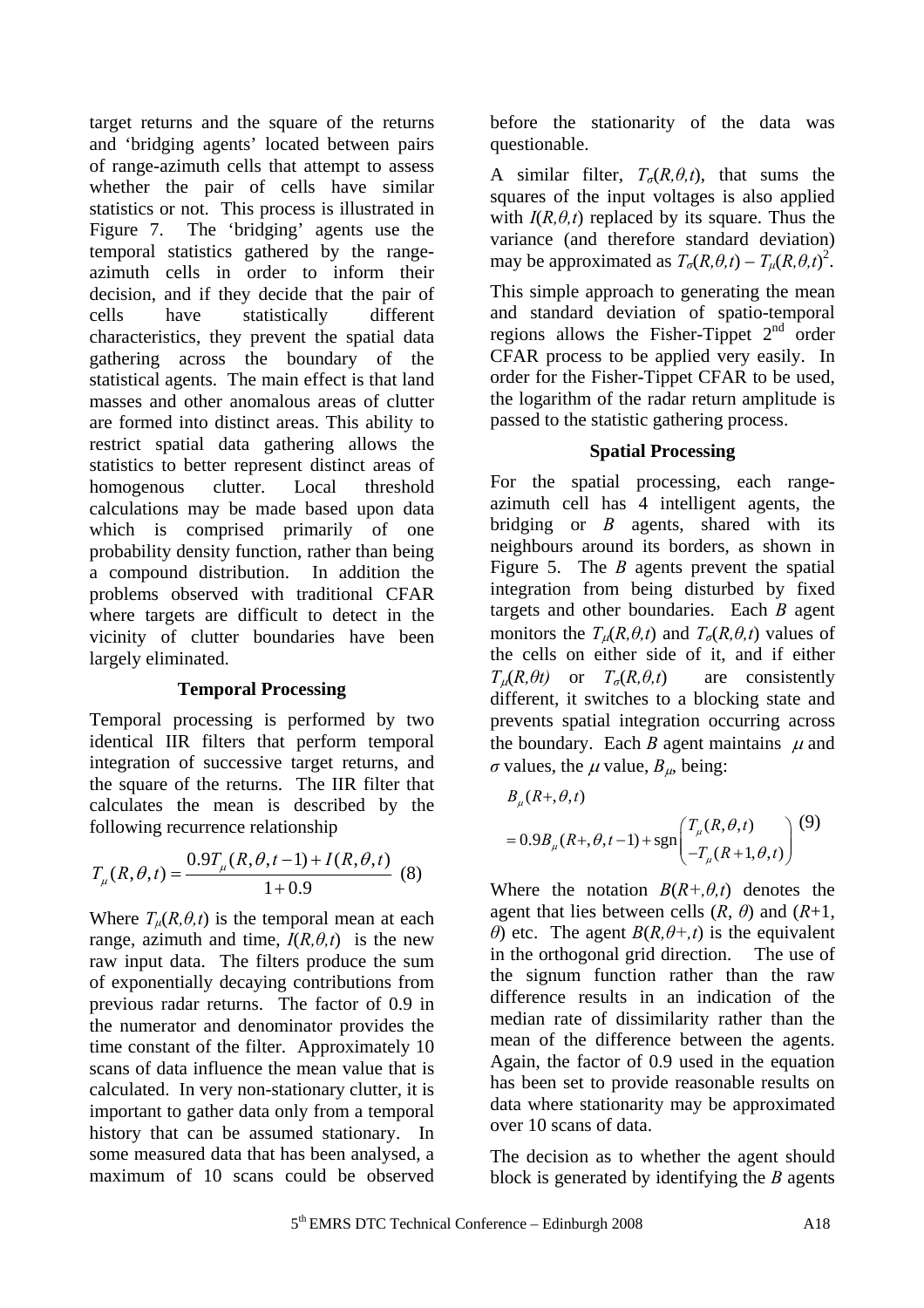target returns and the square of the returns and 'bridging agents' located between pairs of range-azimuth cells that attempt to assess whether the pair of cells have similar statistics or not. This process is illustrated in Figure 7. The 'bridging' agents use the temporal statistics gathered by the range-azimuth cells in order to inform their decision, and if they decide that the pair of cells have statistically different characteristics, they prevent the spatial data gathering across the boundary of the statistical agents. The main effect is that land masses and other anomalous areas of clutter are formed into distinct areas. This ability to restrict spatial data gathering allows the statistics to better represent distinct areas of homogenous clutter. Local threshold calculations may be made based upon data which is comprised primarily of one probability density function, rather than being a compound distribution. In addition the problems observed with traditional CFAR where targets are difficult to detect in the vicinity of clutter boundaries have been largely eliminated.

### Temporal Processing

Temporal processing is performed by two identical IIR filters that perform temporal integration of successive target returns, and the square of the returns. The IIR filter that calculates the mean is described by the following recurrence relationship

$$T_{\mu}(R,\theta,t) = \frac{0.9T_{\mu}(R,\theta,t-1) + I(R,\theta,t)}{1+0.9} \quad (8)$$

Where $T_{\mu}(R,\theta,t)$ is the temporal mean at each range, azimuth and time, $I(R,\theta,t)$ is the new raw input data. The filters produce the sum of exponentially decaying contributions from previous radar returns. The factor of 0.9 in the numerator and denominator provides the time constant of the filter. Approximately 10 scans of data influence the mean value that is calculated. In very non-stationary clutter, it is important to gather data only from a temporal history that can be assumed stationary. In some measured data that has been analysed, a maximum of 10 scans could be observed before the stationarity of the data was questionable.

A similar filter, $T_{\sigma}(R,\theta,t)$, that sums the squares of the input voltages is also applied with $I(R,\theta,t)$ replaced by its square. Thus the variance (and therefore standard deviation) may be approximated as $T_{\sigma}(R,\theta,t) - T_{\mu}(R,\theta,t)^2$.

This simple approach to generating the mean and standard deviation of spatio-temporal regions allows the Fisher-Tippet 2nd order CFAR process to be applied very easily. In order for the Fisher-Tippet CFAR to be used, the logarithm of the radar return amplitude is passed to the statistic gathering process.

### Spatial Processing

For the spatial processing, each range-azimuth cell has 4 intelligent agents, the bridging or $B$ agents, shared with its neighbours around its borders, as shown in Figure 5. The $B$ agents prevent the spatial integration from being disturbed by fixed targets and other boundaries. Each $B$ agent monitors the $T_{\mu}(R,\theta,t)$ and $T_{\sigma}(R,\theta,t)$ values of the cells on either side of it, and if either $T_{\mu}(R,\theta t)$ or $T_{\sigma}(R,\theta,t)$ are consistently different, it switches to a blocking state and prevents spatial integration occurring across the boundary. Each $B$ agent maintains $\mu$ and $\sigma$ values, the $\mu$ value, $B_{\mu}$, being:

$$\begin{aligned} &B_{\mu}(R+,\theta,t) \\ &= 0.9B_{\mu}(R+,\theta,t-1) + \mathrm{sgn}\begin{pmatrix} T_{\mu}(R,\theta,t) \\ -T_{\mu}(R+1,\theta,t) \end{pmatrix} \end{aligned} \quad (9)$$

Where the notation $B(R+,\theta,t)$ denotes the agent that lies between cells $(R, \theta)$ and $(R+1, \theta)$ etc. The agent $B(R,\theta+,t)$ is the equivalent in the orthogonal grid direction. The use of the signum function rather than the raw difference results in an indication of the median rate of dissimilarity rather than the mean of the difference between the agents. Again, the factor of 0.9 used in the equation has been set to provide reasonable results on data where stationarity may be approximated over 10 scans of data.

The decision as to whether the agent should block is generated by identifying the $B$ agents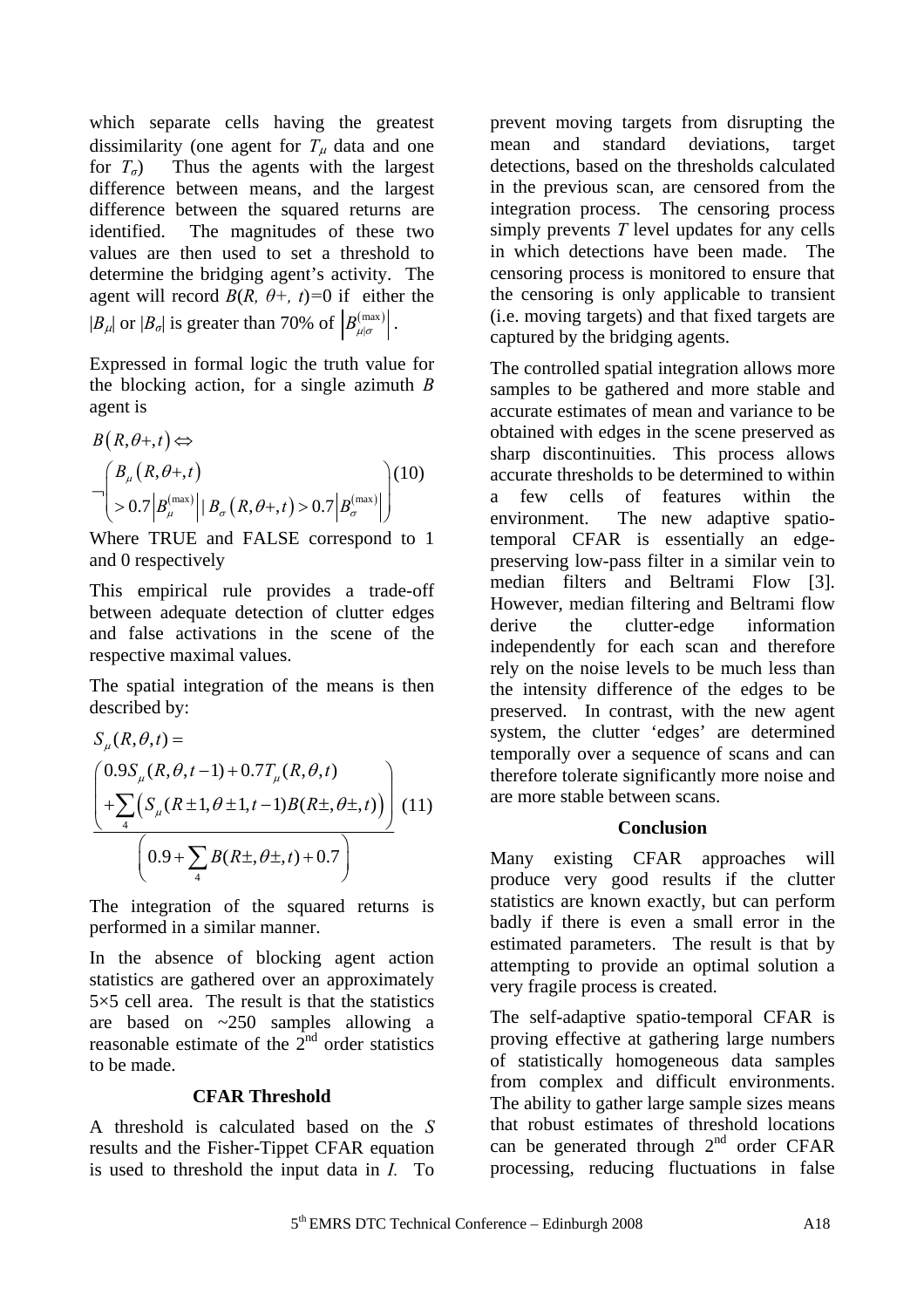which separate cells having the greatest dissimilarity (one agent for $T_\mu$ data and one for $T_\sigma$) Thus the agents with the largest difference between means, and the largest difference between the squared returns are identified. The magnitudes of these two values are then used to set a threshold to determine the bridging agent's activity. The agent will record $B(R, \theta+, t)$=0 if either the $|B_\mu|$ or $|B_\sigma|$ is greater than 70% of $\left|B_{\mu|\sigma}^{(\max)}\right|$.

Expressed in formal logic the truth value for the blocking action, for a single azimuth $B$ agent is

$$B(R,\theta+,t) \Leftrightarrow \neg\begin{pmatrix} B_\mu(R,\theta+,t) \\ > 0.7\left|B_\mu^{(\max)}\right| \mid B_\sigma(R,\theta+,t) > 0.7\left|B_\sigma^{(\max)}\right| \end{pmatrix} \quad (10)$$

Where TRUE and FALSE correspond to 1 and 0 respectively

This empirical rule provides a trade-off between adequate detection of clutter edges and false activations in the scene of the respective maximal values.

The spatial integration of the means is then described by:

$$S_\mu(R,\theta,t) = \frac{\begin{pmatrix} 0.9S_\mu(R,\theta,t-1) + 0.7T_\mu(R,\theta,t) \\ +\sum_4 \left(S_\mu(R\pm1,\theta\pm1,t-1)B(R\pm,\theta\pm,t)\right) \end{pmatrix}}{\left(0.9 + \sum_4 B(R\pm,\theta\pm,t) + 0.7\right)} \quad (11)$$

The integration of the squared returns is performed in a similar manner.

In the absence of blocking agent action statistics are gathered over an approximately 5×5 cell area. The result is that the statistics are based on ~250 samples allowing a reasonable estimate of the 2nd order statistics to be made.

### CFAR Threshold

A threshold is calculated based on the $S$ results and the Fisher-Tippet CFAR equation is used to threshold the input data in $I$. To prevent moving targets from disrupting the mean and standard deviations, target detections, based on the thresholds calculated in the previous scan, are censored from the integration process. The censoring process simply prevents $T$ level updates for any cells in which detections have been made. The censoring process is monitored to ensure that the censoring is only applicable to transient (i.e. moving targets) and that fixed targets are captured by the bridging agents.

The controlled spatial integration allows more samples to be gathered and more stable and accurate estimates of mean and variance to be obtained with edges in the scene preserved as sharp discontinuities. This process allows accurate thresholds to be determined to within a few cells of features within the environment. The new adaptive spatio-temporal CFAR is essentially an edge-preserving low-pass filter in a similar vein to median filters and Beltrami Flow [3]. However, median filtering and Beltrami flow derive the clutter-edge information independently for each scan and therefore rely on the noise levels to be much less than the intensity difference of the edges to be preserved. In contrast, with the new agent system, the clutter 'edges' are determined temporally over a sequence of scans and can therefore tolerate significantly more noise and are more stable between scans.

### Conclusion

Many existing CFAR approaches will produce very good results if the clutter statistics are known exactly, but can perform badly if there is even a small error in the estimated parameters. The result is that by attempting to provide an optimal solution a very fragile process is created.

The self-adaptive spatio-temporal CFAR is proving effective at gathering large numbers of statistically homogeneous data samples from complex and difficult environments. The ability to gather large sample sizes means that robust estimates of threshold locations can be generated through 2nd order CFAR processing, reducing fluctuations in false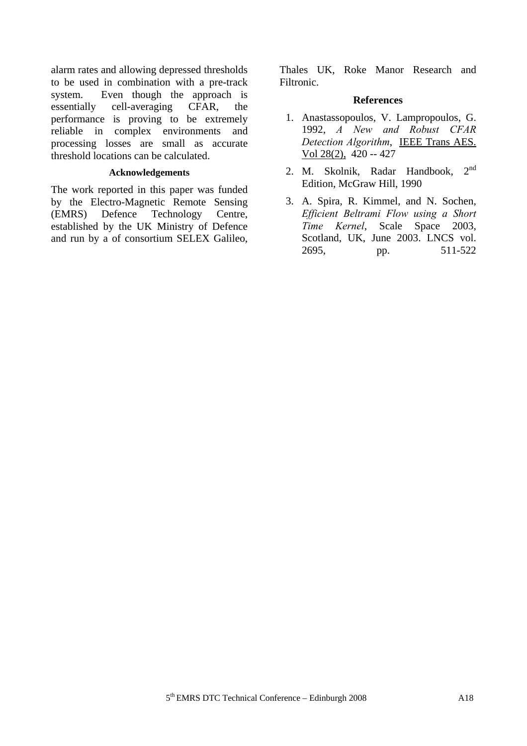alarm rates and allowing depressed thresholds to be used in combination with a pre-track system. Even though the approach is essentially cell-averaging CFAR, the performance is proving to be extremely reliable in complex environments and processing losses are small as accurate threshold locations can be calculated.

### Acknowledgements

The work reported in this paper was funded by the Electro-Magnetic Remote Sensing (EMRS) Defence Technology Centre, established by the UK Ministry of Defence and run by a of consortium SELEX Galileo, Thales UK, Roke Manor Research and Filtronic.

### References

1. Anastassopoulos, V. Lampropoulos, G. 1992, *A New and Robust CFAR Detection Algorithm*, IEEE Trans AES. Vol 28(2), 420 -- 427
2. M. Skolnik, Radar Handbook, 2nd Edition, McGraw Hill, 1990
3. A. Spira, R. Kimmel, and N. Sochen, *Efficient Beltrami Flow using a Short Time Kernel*, Scale Space 2003, Scotland, UK, June 2003. LNCS vol. 2695, pp. 511-522